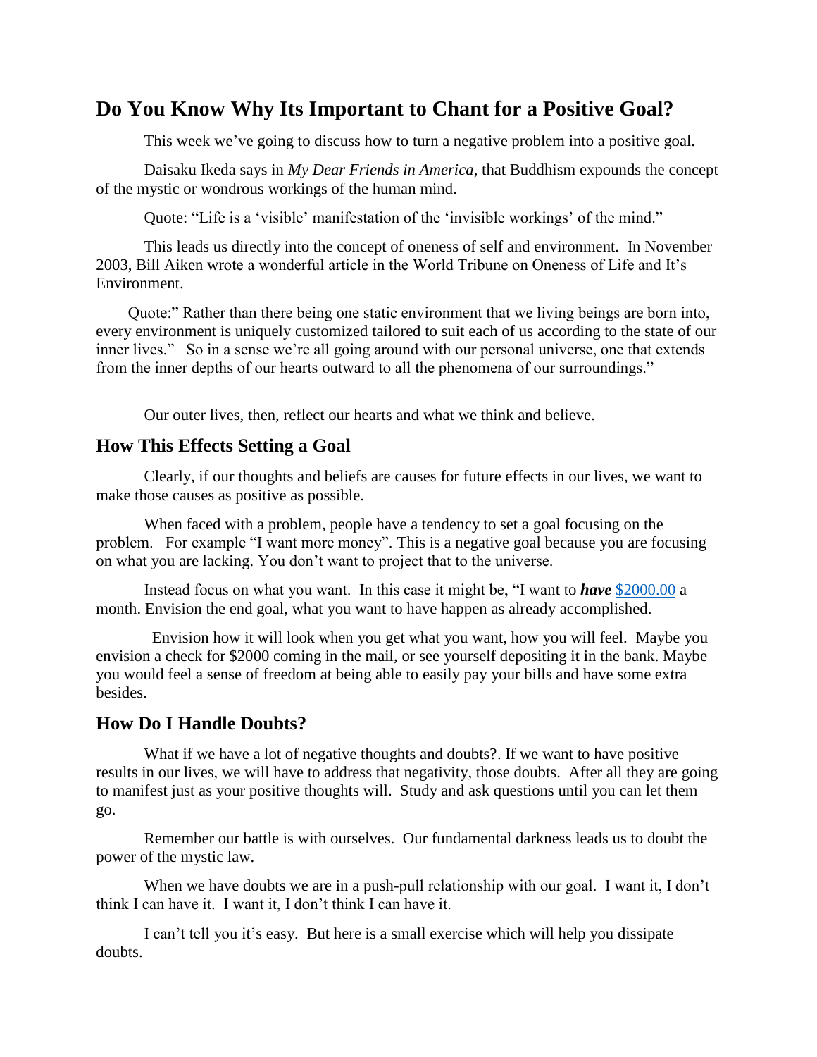## Do You Know Why Its Important to Chant for a Positive Goal?

This week we've going to discuss how to turn a negative problem into a positive goal.

Daisaku Ikeda says in *My Dear Friends in America*, that Buddhism expounds the concept of the mystic or wondrous workings of the human mind.

Quote: "Life is a 'visible' manifestation of the 'invisible workings' of the mind."

This leads us directly into the concept of oneness of self and environment. In November 2003, Bill Aiken wrote a wonderful article in the World Tribune on Oneness of Life and It's Environment.

Quote:" Rather than there being one static environment that we living beings are born into, every environment is uniquely customized tailored to suit each of us according to the state of our inner lives." So in a sense we're all going around with our personal universe, one that extends from the inner depths of our hearts outward to all the phenomena of our surroundings."

Our outer lives, then, reflect our hearts and what we think and believe.

### How This Effects Setting a Goal

Clearly, if our thoughts and beliefs are causes for future effects in our lives, we want to make those causes as positive as possible.

When faced with a problem, people have a tendency to set a goal focusing on the problem. For example "I want more money". This is a negative goal because you are focusing on what you are lacking. You don't want to project that to the universe.

Instead focus on what you want. In this case it might be, "I want to ***have*** $2000.00 a month. Envision the end goal, what you want to have happen as already accomplished.

Envision how it will look when you get what you want, how you will feel. Maybe you envision a check for $2000 coming in the mail, or see yourself depositing it in the bank. Maybe you would feel a sense of freedom at being able to easily pay your bills and have some extra besides.

### How Do I Handle Doubts?

What if we have a lot of negative thoughts and doubts?. If we want to have positive results in our lives, we will have to address that negativity, those doubts. After all they are going to manifest just as your positive thoughts will. Study and ask questions until you can let them go.

Remember our battle is with ourselves. Our fundamental darkness leads us to doubt the power of the mystic law.

When we have doubts we are in a push-pull relationship with our goal. I want it, I don't think I can have it. I want it, I don't think I can have it.

I can't tell you it's easy. But here is a small exercise which will help you dissipate doubts.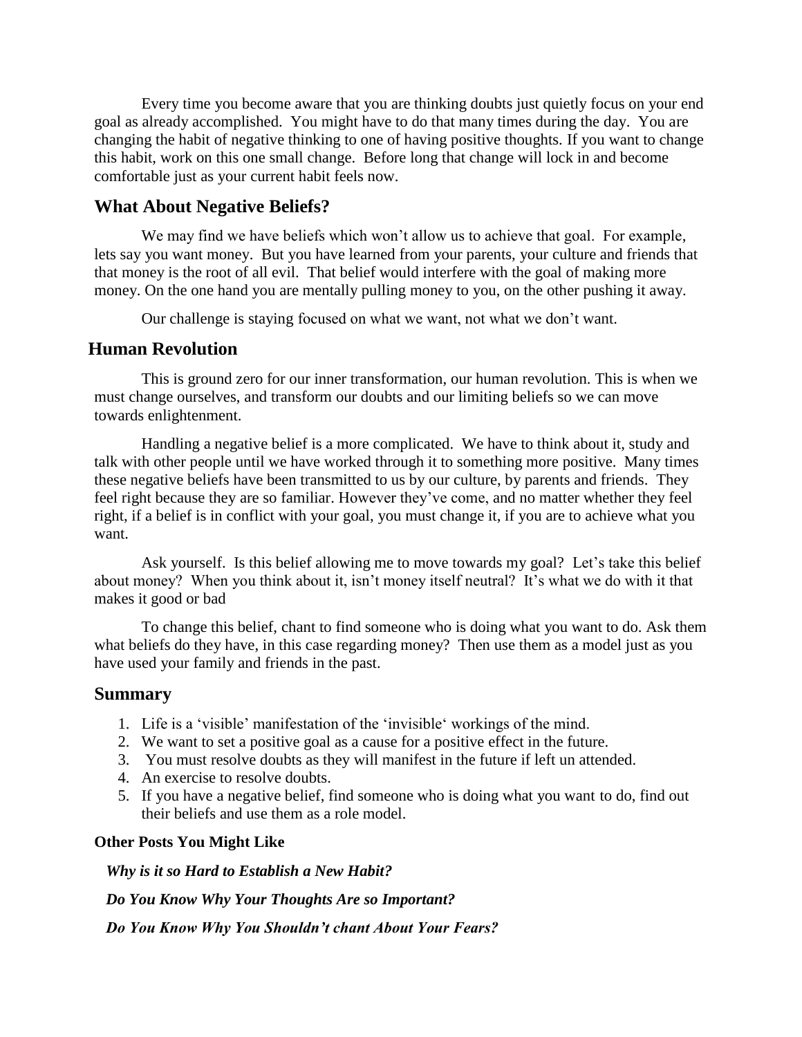Every time you become aware that you are thinking doubts just quietly focus on your end goal as already accomplished. You might have to do that many times during the day. You are changing the habit of negative thinking to one of having positive thoughts. If you want to change this habit, work on this one small change. Before long that change will lock in and become comfortable just as your current habit feels now.

## What About Negative Beliefs?

We may find we have beliefs which won't allow us to achieve that goal. For example, lets say you want money. But you have learned from your parents, your culture and friends that that money is the root of all evil. That belief would interfere with the goal of making more money. On the one hand you are mentally pulling money to you, on the other pushing it away.

Our challenge is staying focused on what we want, not what we don't want.

## Human Revolution

This is ground zero for our inner transformation, our human revolution. This is when we must change ourselves, and transform our doubts and our limiting beliefs so we can move towards enlightenment.

Handling a negative belief is a more complicated. We have to think about it, study and talk with other people until we have worked through it to something more positive. Many times these negative beliefs have been transmitted to us by our culture, by parents and friends. They feel right because they are so familiar. However they've come, and no matter whether they feel right, if a belief is in conflict with your goal, you must change it, if you are to achieve what you want.

Ask yourself. Is this belief allowing me to move towards my goal? Let's take this belief about money? When you think about it, isn't money itself neutral? It's what we do with it that makes it good or bad

To change this belief, chant to find someone who is doing what you want to do. Ask them what beliefs do they have, in this case regarding money? Then use them as a model just as you have used your family and friends in the past.

## Summary

1. Life is a 'visible' manifestation of the 'invisible' workings of the mind.
2. We want to set a positive goal as a cause for a positive effect in the future.
3. You must resolve doubts as they will manifest in the future if left un attended.
4. An exercise to resolve doubts.
5. If you have a negative belief, find someone who is doing what you want to do, find out their beliefs and use them as a role model.

**Other Posts You Might Like**

***Why is it so Hard to Establish a New Habit?***

***Do You Know Why Your Thoughts Are so Important?***

***Do You Know Why You Shouldn't chant About Your Fears?***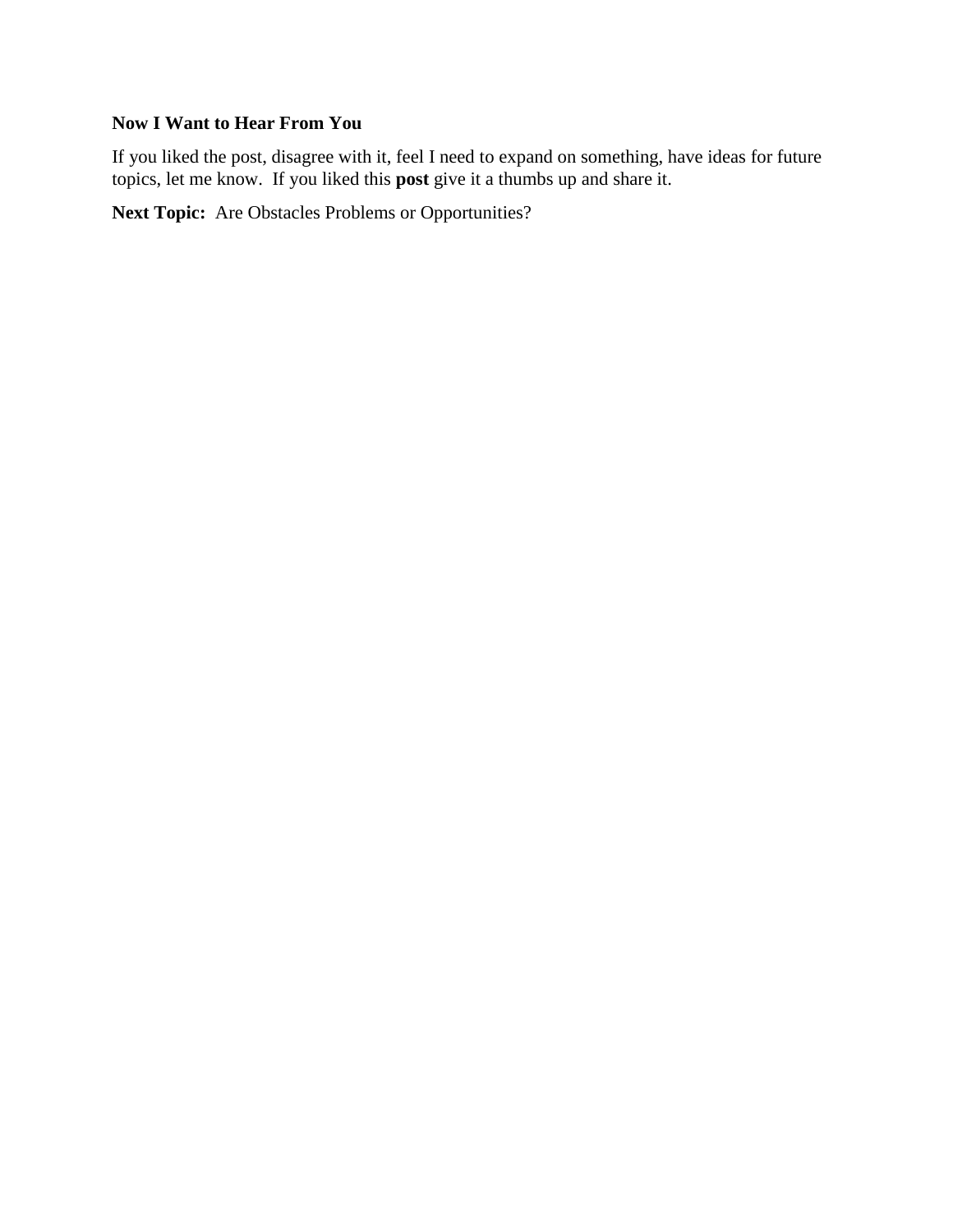**Now I Want to Hear From You**

If you liked the post, disagree with it, feel I need to expand on something, have ideas for future topics, let me know. If you liked this **post** give it a thumbs up and share it.

**Next Topic:** Are Obstacles Problems or Opportunities?